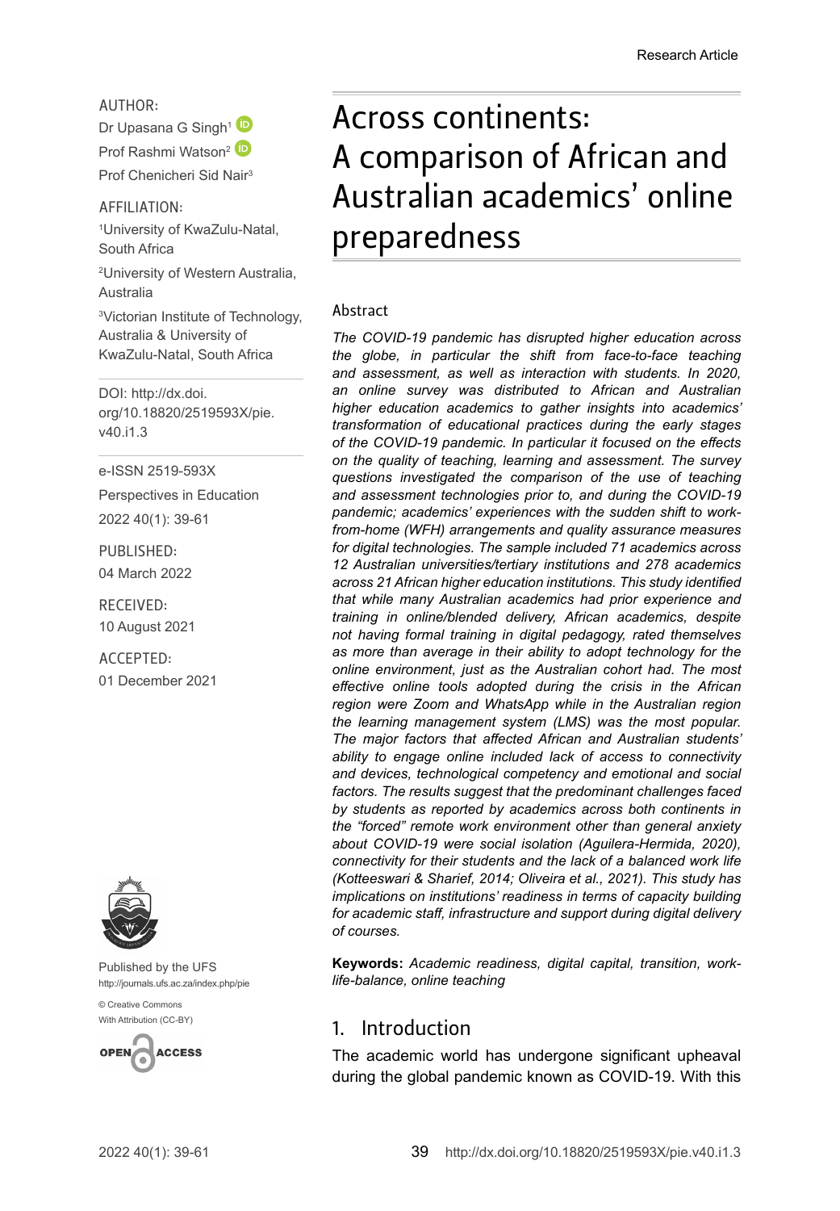Research Article

# Across continents: A comparison of African and Australian academics' online preparedness

AUTHOR:

Dr Upasana G Singh[1]

Prof Rashmi Watson[2]

Prof Chenicheri Sid Nair[3]

AFFILIATION:

[1]University of KwaZulu-Natal, South Africa

[2]University of Western Australia, Australia

[3]Victorian Institute of Technology, Australia & University of KwaZulu-Natal, South Africa

DOI: http://dx.doi.org/10.18820/2519593X/pie.v40.i1.3

e-ISSN 2519-593X

Perspectives in Education

2022 40(1): 39-61

PUBLISHED:

04 March 2022

RECEIVED:

10 August 2021

ACCEPTED:

01 December 2021

Published by the UFS

http://journals.ufs.ac.za/index.php/pie

© Creative Commons With Attribution (CC-BY)

## Abstract

*The COVID-19 pandemic has disrupted higher education across the globe, in particular the shift from face-to-face teaching and assessment, as well as interaction with students. In 2020, an online survey was distributed to African and Australian higher education academics to gather insights into academics' transformation of educational practices during the early stages of the COVID-19 pandemic. In particular it focused on the effects on the quality of teaching, learning and assessment. The survey questions investigated the comparison of the use of teaching and assessment technologies prior to, and during the COVID-19 pandemic; academics' experiences with the sudden shift to work-from-home (WFH) arrangements and quality assurance measures for digital technologies. The sample included 71 academics across 12 Australian universities/tertiary institutions and 278 academics across 21 African higher education institutions. This study identified that while many Australian academics had prior experience and training in online/blended delivery, African academics, despite not having formal training in digital pedagogy, rated themselves as more than average in their ability to adopt technology for the online environment, just as the Australian cohort had. The most effective online tools adopted during the crisis in the African region were Zoom and WhatsApp while in the Australian region the learning management system (LMS) was the most popular. The major factors that affected African and Australian students' ability to engage online included lack of access to connectivity and devices, technological competency and emotional and social factors. The results suggest that the predominant challenges faced by students as reported by academics across both continents in the "forced" remote work environment other than general anxiety about COVID-19 were social isolation (Aguilera-Hermida, 2020), connectivity for their students and the lack of a balanced work life (Kotteeswari & Sharief, 2014; Oliveira et al., 2021). This study has implications on institutions' readiness in terms of capacity building for academic staff, infrastructure and support during digital delivery of courses.*

**Keywords:** *Academic readiness, digital capital, transition, work-life-balance, online teaching*

## 1. Introduction

The academic world has undergone significant upheaval during the global pandemic known as COVID-19. With this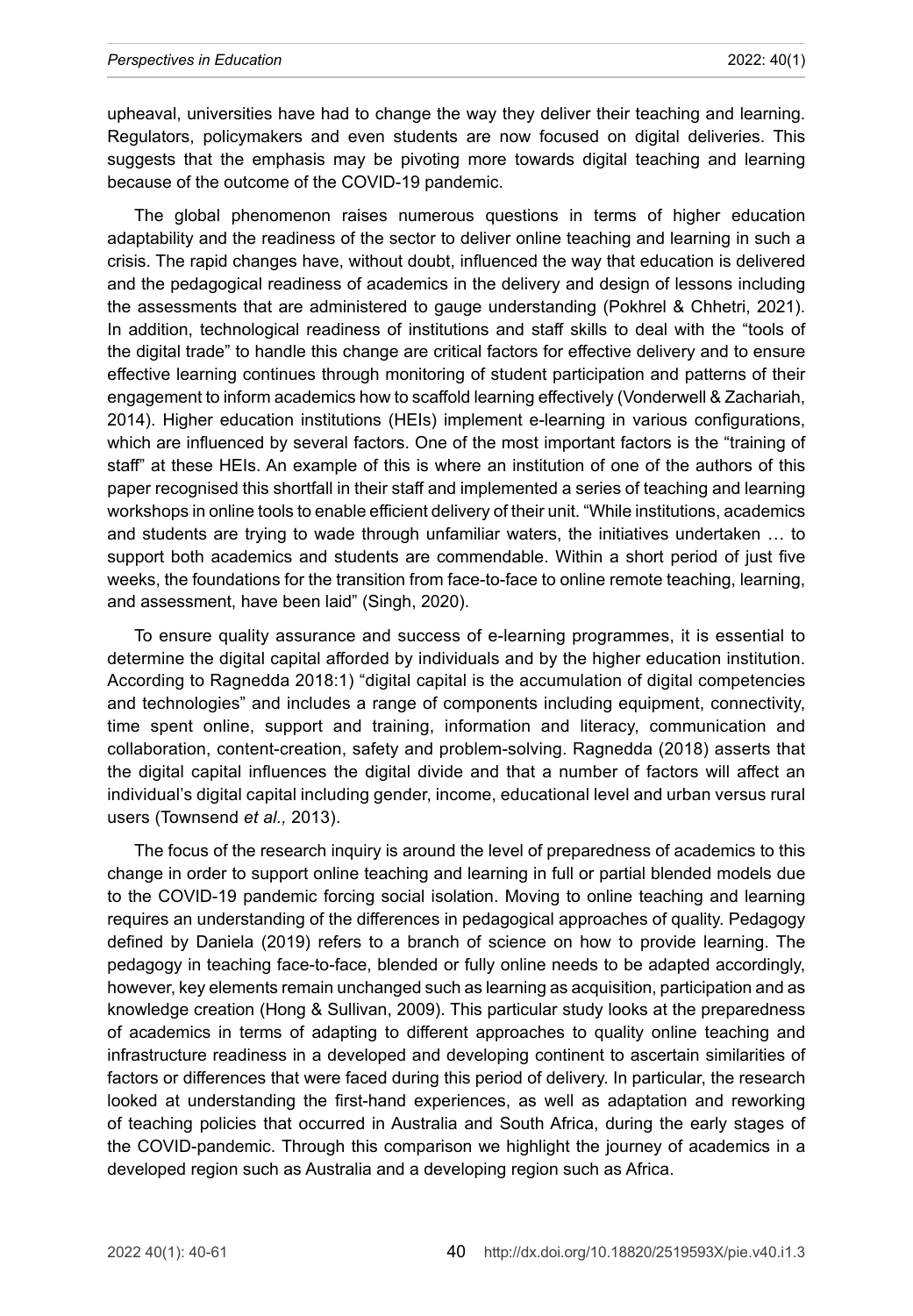upheaval, universities have had to change the way they deliver their teaching and learning. Regulators, policymakers and even students are now focused on digital deliveries. This suggests that the emphasis may be pivoting more towards digital teaching and learning because of the outcome of the COVID-19 pandemic.

The global phenomenon raises numerous questions in terms of higher education adaptability and the readiness of the sector to deliver online teaching and learning in such a crisis. The rapid changes have, without doubt, influenced the way that education is delivered and the pedagogical readiness of academics in the delivery and design of lessons including the assessments that are administered to gauge understanding (Pokhrel & Chhetri, 2021). In addition, technological readiness of institutions and staff skills to deal with the "tools of the digital trade" to handle this change are critical factors for effective delivery and to ensure effective learning continues through monitoring of student participation and patterns of their engagement to inform academics how to scaffold learning effectively (Vonderwell & Zachariah, 2014). Higher education institutions (HEIs) implement e-learning in various configurations, which are influenced by several factors. One of the most important factors is the "training of staff" at these HEIs. An example of this is where an institution of one of the authors of this paper recognised this shortfall in their staff and implemented a series of teaching and learning workshops in online tools to enable efficient delivery of their unit. "While institutions, academics and students are trying to wade through unfamiliar waters, the initiatives undertaken … to support both academics and students are commendable. Within a short period of just five weeks, the foundations for the transition from face-to-face to online remote teaching, learning, and assessment, have been laid" (Singh, 2020).

To ensure quality assurance and success of e-learning programmes, it is essential to determine the digital capital afforded by individuals and by the higher education institution. According to Ragnedda 2018:1) "digital capital is the accumulation of digital competencies and technologies" and includes a range of components including equipment, connectivity, time spent online, support and training, information and literacy, communication and collaboration, content-creation, safety and problem-solving. Ragnedda (2018) asserts that the digital capital influences the digital divide and that a number of factors will affect an individual's digital capital including gender, income, educational level and urban versus rural users (Townsend *et al.,* 2013).

The focus of the research inquiry is around the level of preparedness of academics to this change in order to support online teaching and learning in full or partial blended models due to the COVID-19 pandemic forcing social isolation. Moving to online teaching and learning requires an understanding of the differences in pedagogical approaches of quality. Pedagogy defined by Daniela (2019) refers to a branch of science on how to provide learning. The pedagogy in teaching face-to-face, blended or fully online needs to be adapted accordingly, however, key elements remain unchanged such as learning as acquisition, participation and as knowledge creation (Hong & Sullivan, 2009). This particular study looks at the preparedness of academics in terms of adapting to different approaches to quality online teaching and infrastructure readiness in a developed and developing continent to ascertain similarities of factors or differences that were faced during this period of delivery. In particular, the research looked at understanding the first-hand experiences, as well as adaptation and reworking of teaching policies that occurred in Australia and South Africa, during the early stages of the COVID-pandemic. Through this comparison we highlight the journey of academics in a developed region such as Australia and a developing region such as Africa.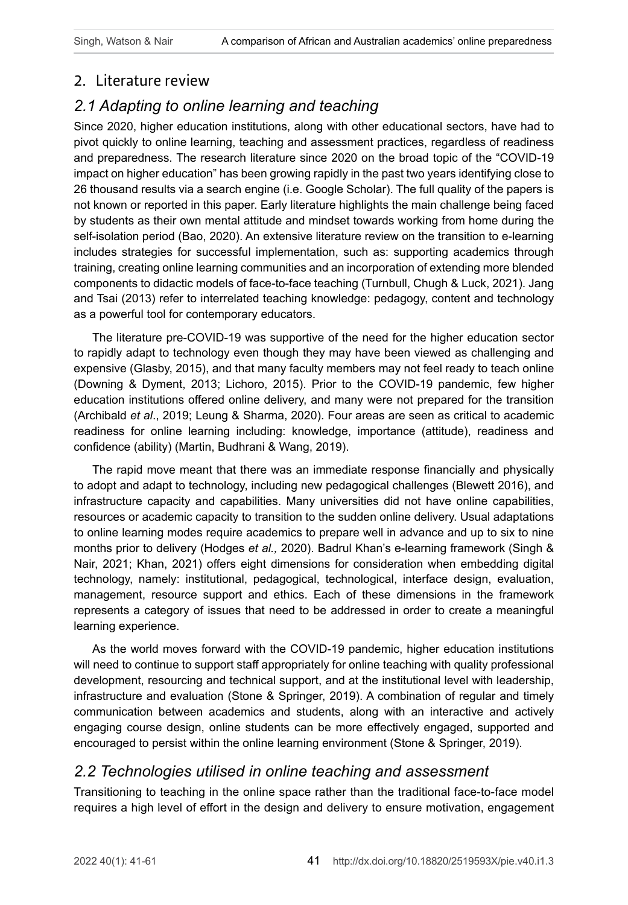## 2. Literature review

### *2.1 Adapting to online learning and teaching*

Since 2020, higher education institutions, along with other educational sectors, have had to pivot quickly to online learning, teaching and assessment practices, regardless of readiness and preparedness. The research literature since 2020 on the broad topic of the "COVID-19 impact on higher education" has been growing rapidly in the past two years identifying close to 26 thousand results via a search engine (i.e. Google Scholar). The full quality of the papers is not known or reported in this paper. Early literature highlights the main challenge being faced by students as their own mental attitude and mindset towards working from home during the self-isolation period (Bao, 2020). An extensive literature review on the transition to e-learning includes strategies for successful implementation, such as: supporting academics through training, creating online learning communities and an incorporation of extending more blended components to didactic models of face-to-face teaching (Turnbull, Chugh & Luck, 2021). Jang and Tsai (2013) refer to interrelated teaching knowledge: pedagogy, content and technology as a powerful tool for contemporary educators.

The literature pre-COVID-19 was supportive of the need for the higher education sector to rapidly adapt to technology even though they may have been viewed as challenging and expensive (Glasby, 2015), and that many faculty members may not feel ready to teach online (Downing & Dyment, 2013; Lichoro, 2015). Prior to the COVID-19 pandemic, few higher education institutions offered online delivery, and many were not prepared for the transition (Archibald *et al*., 2019; Leung & Sharma, 2020). Four areas are seen as critical to academic readiness for online learning including: knowledge, importance (attitude), readiness and confidence (ability) (Martin, Budhrani & Wang, 2019).

The rapid move meant that there was an immediate response financially and physically to adopt and adapt to technology, including new pedagogical challenges (Blewett 2016), and infrastructure capacity and capabilities. Many universities did not have online capabilities, resources or academic capacity to transition to the sudden online delivery. Usual adaptations to online learning modes require academics to prepare well in advance and up to six to nine months prior to delivery (Hodges *et al.,* 2020). Badrul Khan's e-learning framework (Singh & Nair, 2021; Khan, 2021) offers eight dimensions for consideration when embedding digital technology, namely: institutional, pedagogical, technological, interface design, evaluation, management, resource support and ethics. Each of these dimensions in the framework represents a category of issues that need to be addressed in order to create a meaningful learning experience.

As the world moves forward with the COVID-19 pandemic, higher education institutions will need to continue to support staff appropriately for online teaching with quality professional development, resourcing and technical support, and at the institutional level with leadership, infrastructure and evaluation (Stone & Springer, 2019). A combination of regular and timely communication between academics and students, along with an interactive and actively engaging course design, online students can be more effectively engaged, supported and encouraged to persist within the online learning environment (Stone & Springer, 2019).

### *2.2 Technologies utilised in online teaching and assessment*

Transitioning to teaching in the online space rather than the traditional face-to-face model requires a high level of effort in the design and delivery to ensure motivation, engagement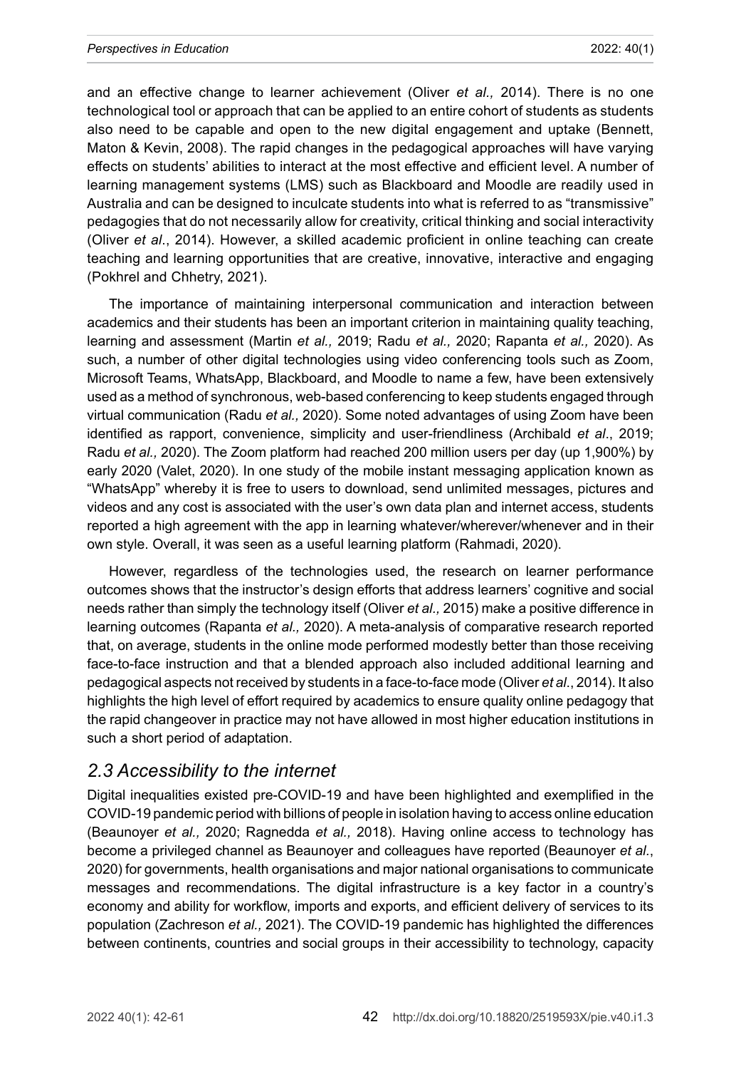and an effective change to learner achievement (Oliver *et al.,* 2014). There is no one technological tool or approach that can be applied to an entire cohort of students as students also need to be capable and open to the new digital engagement and uptake (Bennett, Maton & Kevin, 2008). The rapid changes in the pedagogical approaches will have varying effects on students' abilities to interact at the most effective and efficient level. A number of learning management systems (LMS) such as Blackboard and Moodle are readily used in Australia and can be designed to inculcate students into what is referred to as "transmissive" pedagogies that do not necessarily allow for creativity, critical thinking and social interactivity (Oliver *et al*., 2014). However, a skilled academic proficient in online teaching can create teaching and learning opportunities that are creative, innovative, interactive and engaging (Pokhrel and Chhetry, 2021).

The importance of maintaining interpersonal communication and interaction between academics and their students has been an important criterion in maintaining quality teaching, learning and assessment (Martin *et al.,* 2019; Radu *et al.,* 2020; Rapanta *et al.,* 2020). As such, a number of other digital technologies using video conferencing tools such as Zoom, Microsoft Teams, WhatsApp, Blackboard, and Moodle to name a few, have been extensively used as a method of synchronous, web-based conferencing to keep students engaged through virtual communication (Radu *et al.,* 2020). Some noted advantages of using Zoom have been identified as rapport, convenience, simplicity and user-friendliness (Archibald *et al*., 2019; Radu *et al.,* 2020). The Zoom platform had reached 200 million users per day (up 1,900%) by early 2020 (Valet, 2020). In one study of the mobile instant messaging application known as "WhatsApp" whereby it is free to users to download, send unlimited messages, pictures and videos and any cost is associated with the user's own data plan and internet access, students reported a high agreement with the app in learning whatever/wherever/whenever and in their own style. Overall, it was seen as a useful learning platform (Rahmadi, 2020).

However, regardless of the technologies used, the research on learner performance outcomes shows that the instructor's design efforts that address learners' cognitive and social needs rather than simply the technology itself (Oliver *et al.,* 2015) make a positive difference in learning outcomes (Rapanta *et al.,* 2020). A meta-analysis of comparative research reported that, on average, students in the online mode performed modestly better than those receiving face-to-face instruction and that a blended approach also included additional learning and pedagogical aspects not received by students in a face-to-face mode (Oliver *et al*., 2014). It also highlights the high level of effort required by academics to ensure quality online pedagogy that the rapid changeover in practice may not have allowed in most higher education institutions in such a short period of adaptation.

## *2.3 Accessibility to the internet*

Digital inequalities existed pre-COVID-19 and have been highlighted and exemplified in the COVID-19 pandemic period with billions of people in isolation having to access online education (Beaunoyer *et al.,* 2020; Ragnedda *et al.,* 2018). Having online access to technology has become a privileged channel as Beaunoyer and colleagues have reported (Beaunoyer *et al*., 2020) for governments, health organisations and major national organisations to communicate messages and recommendations. The digital infrastructure is a key factor in a country's economy and ability for workflow, imports and exports, and efficient delivery of services to its population (Zachreson *et al.,* 2021). The COVID-19 pandemic has highlighted the differences between continents, countries and social groups in their accessibility to technology, capacity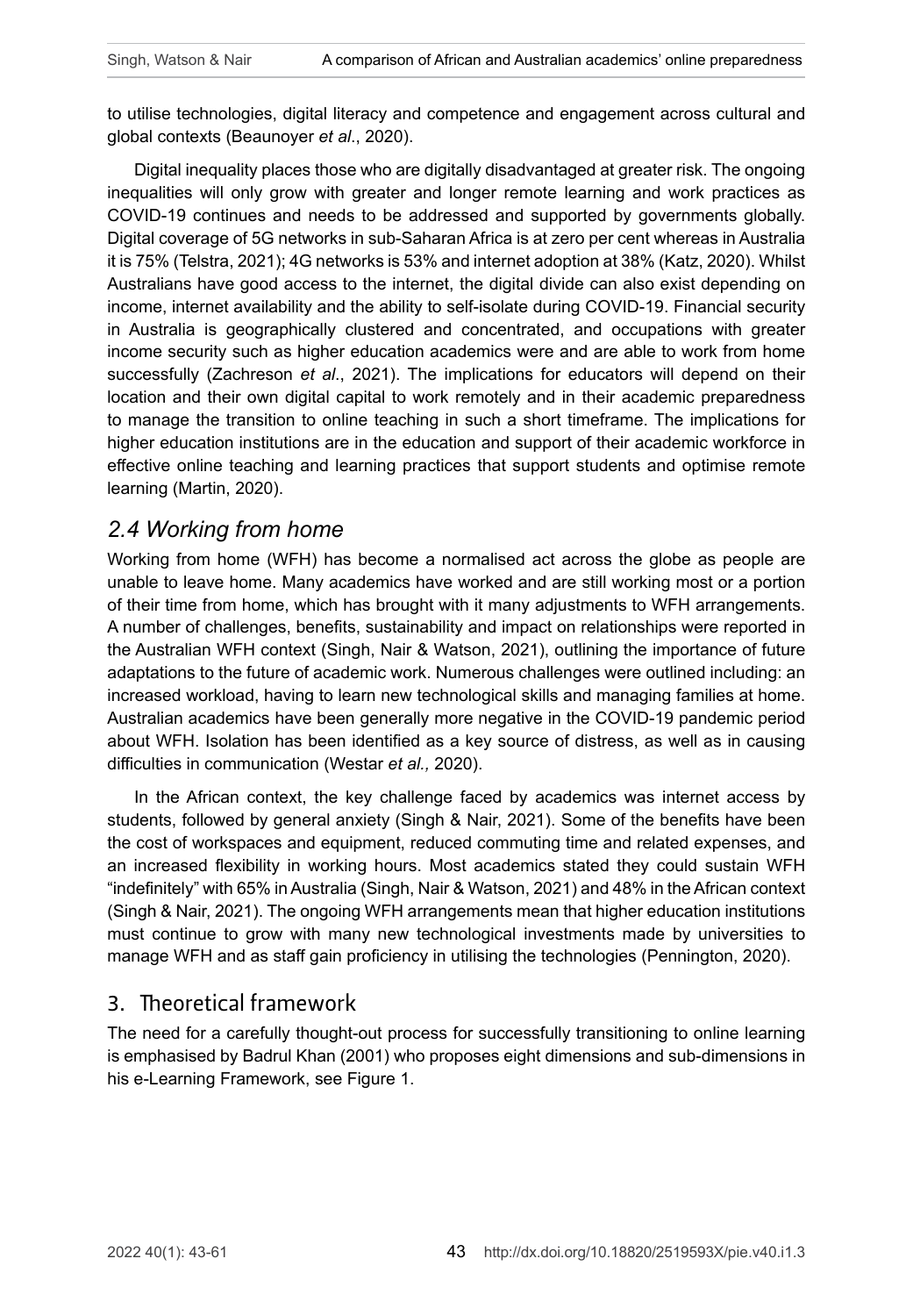to utilise technologies, digital literacy and competence and engagement across cultural and global contexts (Beaunoyer *et al*., 2020).

Digital inequality places those who are digitally disadvantaged at greater risk. The ongoing inequalities will only grow with greater and longer remote learning and work practices as COVID-19 continues and needs to be addressed and supported by governments globally. Digital coverage of 5G networks in sub-Saharan Africa is at zero per cent whereas in Australia it is 75% (Telstra, 2021); 4G networks is 53% and internet adoption at 38% (Katz, 2020). Whilst Australians have good access to the internet, the digital divide can also exist depending on income, internet availability and the ability to self-isolate during COVID-19. Financial security in Australia is geographically clustered and concentrated, and occupations with greater income security such as higher education academics were and are able to work from home successfully (Zachreson *et al*., 2021). The implications for educators will depend on their location and their own digital capital to work remotely and in their academic preparedness to manage the transition to online teaching in such a short timeframe. The implications for higher education institutions are in the education and support of their academic workforce in effective online teaching and learning practices that support students and optimise remote learning (Martin, 2020).

### *2.4 Working from home*

Working from home (WFH) has become a normalised act across the globe as people are unable to leave home. Many academics have worked and are still working most or a portion of their time from home, which has brought with it many adjustments to WFH arrangements. A number of challenges, benefits, sustainability and impact on relationships were reported in the Australian WFH context (Singh, Nair & Watson, 2021), outlining the importance of future adaptations to the future of academic work. Numerous challenges were outlined including: an increased workload, having to learn new technological skills and managing families at home. Australian academics have been generally more negative in the COVID-19 pandemic period about WFH. Isolation has been identified as a key source of distress, as well as in causing difficulties in communication (Westar *et al.,* 2020).

In the African context, the key challenge faced by academics was internet access by students, followed by general anxiety (Singh & Nair, 2021). Some of the benefits have been the cost of workspaces and equipment, reduced commuting time and related expenses, and an increased flexibility in working hours. Most academics stated they could sustain WFH "indefinitely" with 65% in Australia (Singh, Nair & Watson, 2021) and 48% in the African context (Singh & Nair, 2021). The ongoing WFH arrangements mean that higher education institutions must continue to grow with many new technological investments made by universities to manage WFH and as staff gain proficiency in utilising the technologies (Pennington, 2020).

## 3. Theoretical framework

The need for a carefully thought-out process for successfully transitioning to online learning is emphasised by Badrul Khan (2001) who proposes eight dimensions and sub-dimensions in his e-Learning Framework, see Figure 1.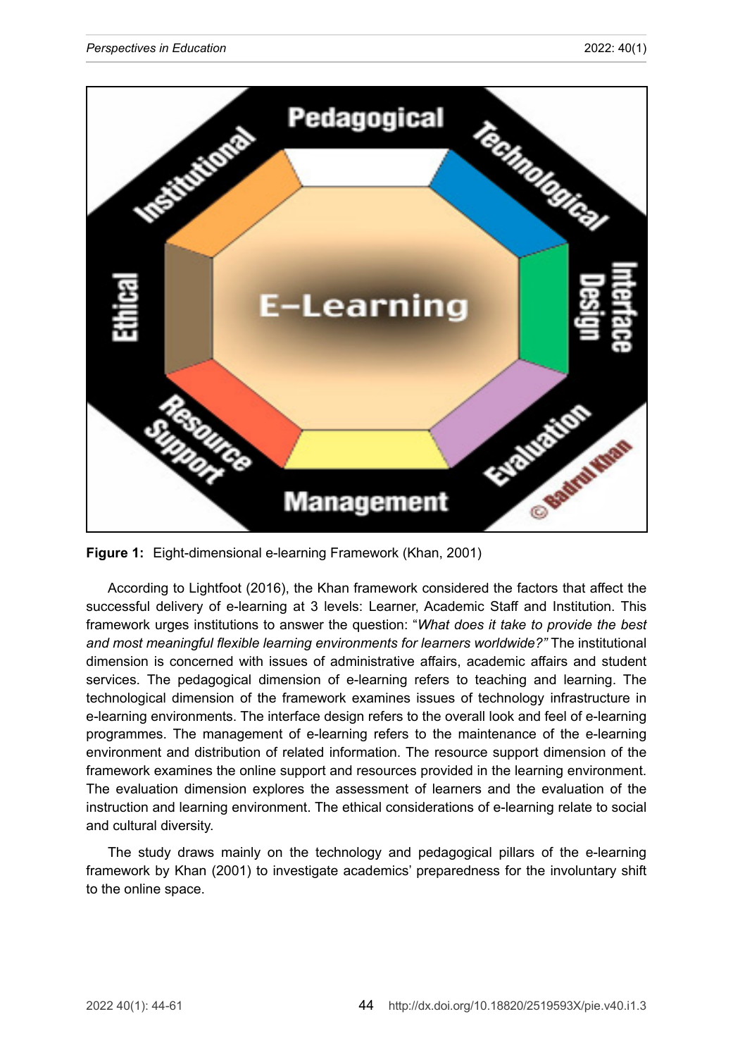**Figure 1:** Eight-dimensional e-learning Framework (Khan, 2001)

According to Lightfoot (2016), the Khan framework considered the factors that affect the successful delivery of e-learning at 3 levels: Learner, Academic Staff and Institution. This framework urges institutions to answer the question: "*What does it take to provide the best and most meaningful flexible learning environments for learners worldwide?"* The institutional dimension is concerned with issues of administrative affairs, academic affairs and student services. The pedagogical dimension of e-learning refers to teaching and learning. The technological dimension of the framework examines issues of technology infrastructure in e-learning environments. The interface design refers to the overall look and feel of e-learning programmes. The management of e-learning refers to the maintenance of the e-learning environment and distribution of related information. The resource support dimension of the framework examines the online support and resources provided in the learning environment. The evaluation dimension explores the assessment of learners and the evaluation of the instruction and learning environment. The ethical considerations of e-learning relate to social and cultural diversity.

The study draws mainly on the technology and pedagogical pillars of the e-learning framework by Khan (2001) to investigate academics' preparedness for the involuntary shift to the online space.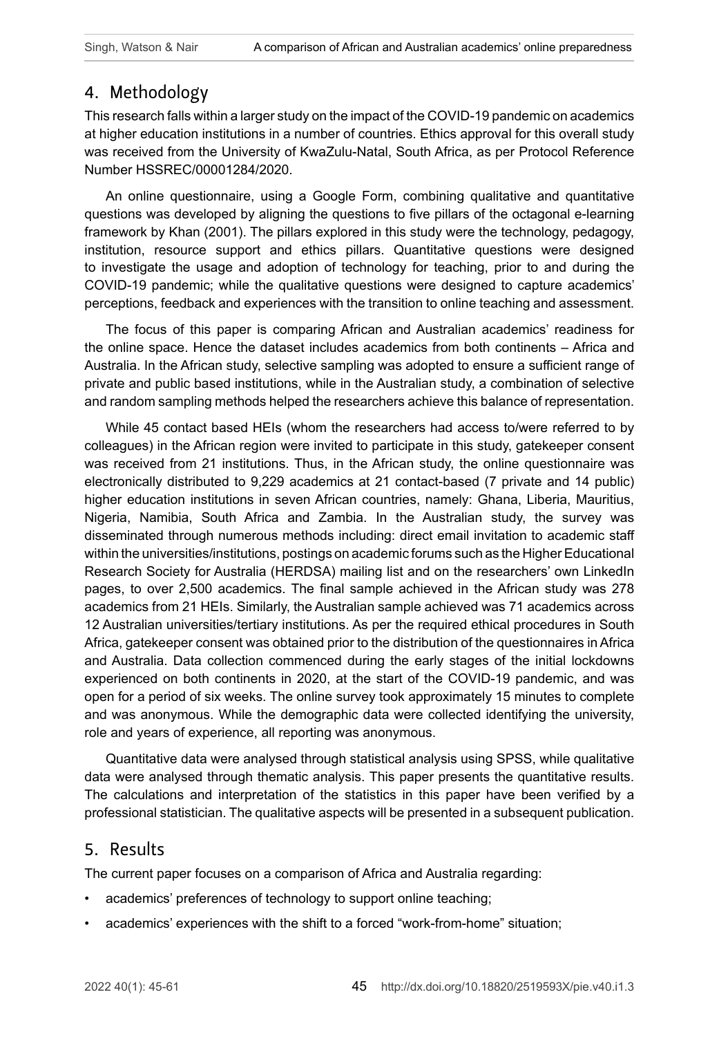## 4. Methodology

This research falls within a larger study on the impact of the COVID-19 pandemic on academics at higher education institutions in a number of countries. Ethics approval for this overall study was received from the University of KwaZulu-Natal, South Africa, as per Protocol Reference Number HSSREC/00001284/2020.

An online questionnaire, using a Google Form, combining qualitative and quantitative questions was developed by aligning the questions to five pillars of the octagonal e-learning framework by Khan (2001). The pillars explored in this study were the technology, pedagogy, institution, resource support and ethics pillars. Quantitative questions were designed to investigate the usage and adoption of technology for teaching, prior to and during the COVID-19 pandemic; while the qualitative questions were designed to capture academics' perceptions, feedback and experiences with the transition to online teaching and assessment.

The focus of this paper is comparing African and Australian academics' readiness for the online space. Hence the dataset includes academics from both continents – Africa and Australia. In the African study, selective sampling was adopted to ensure a sufficient range of private and public based institutions, while in the Australian study, a combination of selective and random sampling methods helped the researchers achieve this balance of representation.

While 45 contact based HEIs (whom the researchers had access to/were referred to by colleagues) in the African region were invited to participate in this study, gatekeeper consent was received from 21 institutions. Thus, in the African study, the online questionnaire was electronically distributed to 9,229 academics at 21 contact-based (7 private and 14 public) higher education institutions in seven African countries, namely: Ghana, Liberia, Mauritius, Nigeria, Namibia, South Africa and Zambia. In the Australian study, the survey was disseminated through numerous methods including: direct email invitation to academic staff within the universities/institutions, postings on academic forums such as the Higher Educational Research Society for Australia (HERDSA) mailing list and on the researchers' own LinkedIn pages, to over 2,500 academics. The final sample achieved in the African study was 278 academics from 21 HEIs. Similarly, the Australian sample achieved was 71 academics across 12 Australian universities/tertiary institutions. As per the required ethical procedures in South Africa, gatekeeper consent was obtained prior to the distribution of the questionnaires in Africa and Australia. Data collection commenced during the early stages of the initial lockdowns experienced on both continents in 2020, at the start of the COVID-19 pandemic, and was open for a period of six weeks. The online survey took approximately 15 minutes to complete and was anonymous. While the demographic data were collected identifying the university, role and years of experience, all reporting was anonymous.

Quantitative data were analysed through statistical analysis using SPSS, while qualitative data were analysed through thematic analysis. This paper presents the quantitative results. The calculations and interpretation of the statistics in this paper have been verified by a professional statistician. The qualitative aspects will be presented in a subsequent publication.

## 5. Results

The current paper focuses on a comparison of Africa and Australia regarding:

- academics' preferences of technology to support online teaching;
- academics' experiences with the shift to a forced "work-from-home" situation;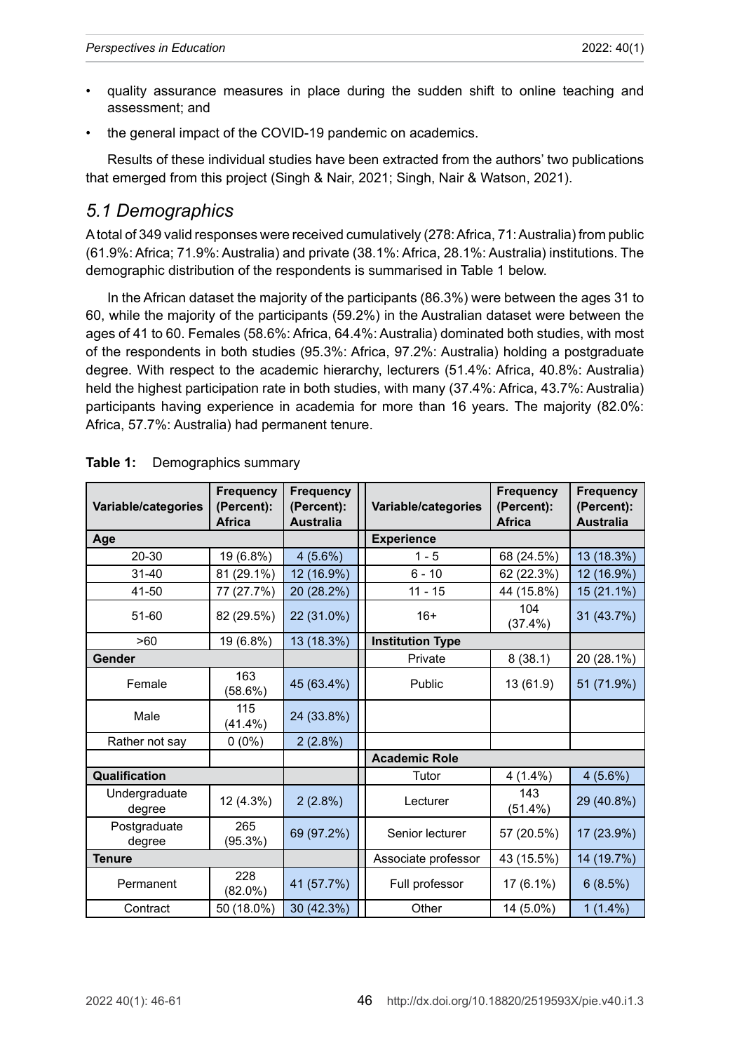- quality assurance measures in place during the sudden shift to online teaching and assessment; and
- the general impact of the COVID-19 pandemic on academics.

Results of these individual studies have been extracted from the authors' two publications that emerged from this project (Singh & Nair, 2021; Singh, Nair & Watson, 2021).

## *5.1 Demographics*

A total of 349 valid responses were received cumulatively (278: Africa, 71: Australia) from public (61.9%: Africa; 71.9%: Australia) and private (38.1%: Africa, 28.1%: Australia) institutions. The demographic distribution of the respondents is summarised in Table 1 below.

In the African dataset the majority of the participants (86.3%) were between the ages 31 to 60, while the majority of the participants (59.2%) in the Australian dataset were between the ages of 41 to 60. Females (58.6%: Africa, 64.4%: Australia) dominated both studies, with most of the respondents in both studies (95.3%: Africa, 97.2%: Australia) holding a postgraduate degree. With respect to the academic hierarchy, lecturers (51.4%: Africa, 40.8%: Australia) held the highest participation rate in both studies, with many (37.4%: Africa, 43.7%: Australia) participants having experience in academia for more than 16 years. The majority (82.0%: Africa, 57.7%: Australia) had permanent tenure.

**Table 1:** Demographics summary

| Variable/categories | Frequency (Percent): Africa | Frequency (Percent): Australia | Variable/categories | Frequency (Percent): Africa | Frequency (Percent): Australia |
|---|---|---|---|---|---|
| **Age** | | | **Experience** | | |
| 20-30 | 19 (6.8%) | 4 (5.6%) | 1 - 5 | 68 (24.5%) | 13 (18.3%) |
| 31-40 | 81 (29.1%) | 12 (16.9%) | 6 - 10 | 62 (22.3%) | 12 (16.9%) |
| 41-50 | 77 (27.7%) | 20 (28.2%) | 11 - 15 | 44 (15.8%) | 15 (21.1%) |
| 51-60 | 82 (29.5%) | 22 (31.0%) | 16+ | 104 (37.4%) | 31 (43.7%) |
| >60 | 19 (6.8%) | 13 (18.3%) | **Institution Type** | | |
| **Gender** | | | Private | 8 (38.1) | 20 (28.1%) |
| Female | 163 (58.6%) | 45 (63.4%) | Public | 13 (61.9) | 51 (71.9%) |
| Male | 115 (41.4%) | 24 (33.8%) | | | |
| Rather not say | 0 (0%) | 2 (2.8%) | | | |
| | | | **Academic Role** | | |
| **Qualification** | | | Tutor | 4 (1.4%) | 4 (5.6%) |
| Undergraduate degree | 12 (4.3%) | 2 (2.8%) | Lecturer | 143 (51.4%) | 29 (40.8%) |
| Postgraduate degree | 265 (95.3%) | 69 (97.2%) | Senior lecturer | 57 (20.5%) | 17 (23.9%) |
| **Tenure** | | | Associate professor | 43 (15.5%) | 14 (19.7%) |
| Permanent | 228 (82.0%) | 41 (57.7%) | Full professor | 17 (6.1%) | 6 (8.5%) |
| Contract | 50 (18.0%) | 30 (42.3%) | Other | 14 (5.0%) | 1 (1.4%) |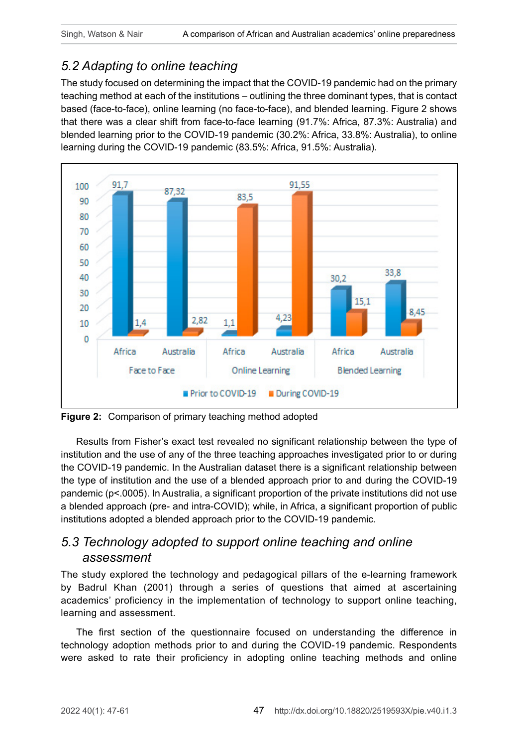## 5.2 Adapting to online teaching

The study focused on determining the impact that the COVID-19 pandemic had on the primary teaching method at each of the institutions – outlining the three dominant types, that is contact based (face-to-face), online learning (no face-to-face), and blended learning. Figure 2 shows that there was a clear shift from face-to-face learning (91.7%: Africa, 87.3%: Australia) and blended learning prior to the COVID-19 pandemic (30.2%: Africa, 33.8%: Australia), to online learning during the COVID-19 pandemic (83.5%: Africa, 91.5%: Australia).

**Figure 2:** Comparison of primary teaching method adopted

Results from Fisher's exact test revealed no significant relationship between the type of institution and the use of any of the three teaching approaches investigated prior to or during the COVID-19 pandemic. In the Australian dataset there is a significant relationship between the type of institution and the use of a blended approach prior to and during the COVID-19 pandemic ($p<.0005$). In Australia, a significant proportion of the private institutions did not use a blended approach (pre- and intra-COVID); while, in Africa, a significant proportion of public institutions adopted a blended approach prior to the COVID-19 pandemic.

## 5.3 Technology adopted to support online teaching and online assessment

The study explored the technology and pedagogical pillars of the e-learning framework by Badrul Khan (2001) through a series of questions that aimed at ascertaining academics' proficiency in the implementation of technology to support online teaching, learning and assessment.

The first section of the questionnaire focused on understanding the difference in technology adoption methods prior to and during the COVID-19 pandemic. Respondents were asked to rate their proficiency in adopting online teaching methods and online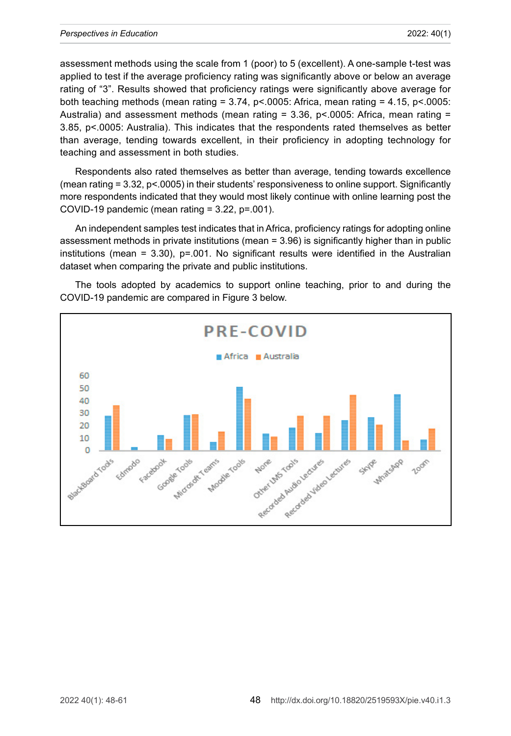assessment methods using the scale from 1 (poor) to 5 (excellent). A one-sample t-test was applied to test if the average proficiency rating was significantly above or below an average rating of “3”. Results showed that proficiency ratings were significantly above average for both teaching methods (mean rating = 3.74, $p<.0005$: Africa, mean rating = 4.15, $p<.0005$: Australia) and assessment methods (mean rating = 3.36, $p<.0005$: Africa, mean rating = 3.85, $p<.0005$: Australia). This indicates that the respondents rated themselves as better than average, tending towards excellent, in their proficiency in adopting technology for teaching and assessment in both studies.

Respondents also rated themselves as better than average, tending towards excellence (mean rating = 3.32, $p<.0005$) in their students’ responsiveness to online support. Significantly more respondents indicated that they would most likely continue with online learning post the COVID-19 pandemic (mean rating = 3.22, $p=.001$).

An independent samples test indicates that in Africa, proficiency ratings for adopting online assessment methods in private institutions (mean = 3.96) is significantly higher than in public institutions (mean = 3.30), $p=.001$. No significant results were identified in the Australian dataset when comparing the private and public institutions.

The tools adopted by academics to support online teaching, prior to and during the COVID-19 pandemic are compared in Figure 3 below.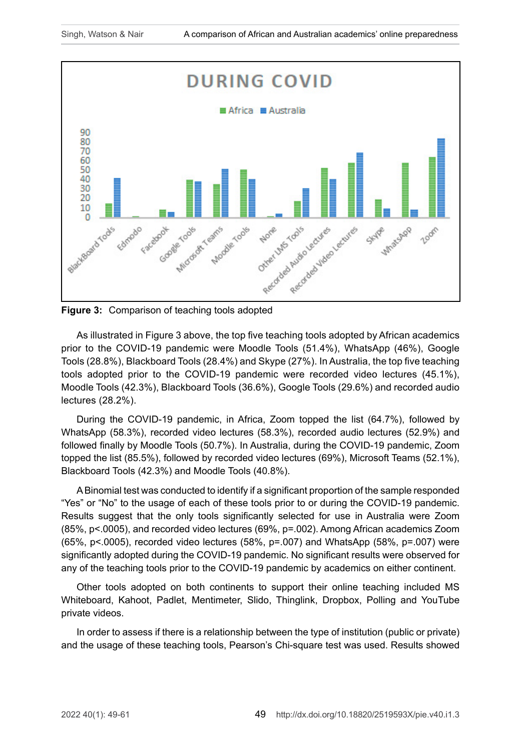**Figure 3:** Comparison of teaching tools adopted

As illustrated in Figure 3 above, the top five teaching tools adopted by African academics prior to the COVID-19 pandemic were Moodle Tools (51.4%), WhatsApp (46%), Google Tools (28.8%), Blackboard Tools (28.4%) and Skype (27%). In Australia, the top five teaching tools adopted prior to the COVID-19 pandemic were recorded video lectures (45.1%), Moodle Tools (42.3%), Blackboard Tools (36.6%), Google Tools (29.6%) and recorded audio lectures (28.2%).

During the COVID-19 pandemic, in Africa, Zoom topped the list (64.7%), followed by WhatsApp (58.3%), recorded video lectures (58.3%), recorded audio lectures (52.9%) and followed finally by Moodle Tools (50.7%). In Australia, during the COVID-19 pandemic, Zoom topped the list (85.5%), followed by recorded video lectures (69%), Microsoft Teams (52.1%), Blackboard Tools (42.3%) and Moodle Tools (40.8%).

A Binomial test was conducted to identify if a significant proportion of the sample responded "Yes" or "No" to the usage of each of these tools prior to or during the COVID-19 pandemic. Results suggest that the only tools significantly selected for use in Australia were Zoom (85%, $p<.0005$), and recorded video lectures (69%, $p=.002$). Among African academics Zoom (65%, $p<.0005$), recorded video lectures (58%, $p=.007$) and WhatsApp (58%, $p=.007$) were significantly adopted during the COVID-19 pandemic. No significant results were observed for any of the teaching tools prior to the COVID-19 pandemic by academics on either continent.

Other tools adopted on both continents to support their online teaching included MS Whiteboard, Kahoot, Padlet, Mentimeter, Slido, Thinglink, Dropbox, Polling and YouTube private videos.

In order to assess if there is a relationship between the type of institution (public or private) and the usage of these teaching tools, Pearson's Chi-square test was used. Results showed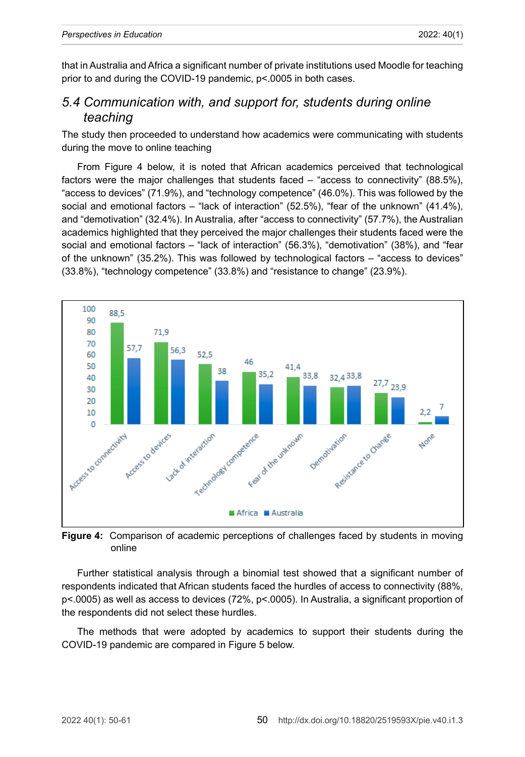that in Australia and Africa a significant number of private institutions used Moodle for teaching prior to and during the COVID-19 pandemic, $p<.0005$ in both cases.

## *5.4 Communication with, and support for, students during online teaching*

The study then proceeded to understand how academics were communicating with students during the move to online teaching

From Figure 4 below, it is noted that African academics perceived that technological factors were the major challenges that students faced – "access to connectivity" (88.5%), "access to devices" (71.9%), and "technology competence" (46.0%). This was followed by the social and emotional factors – "lack of interaction" (52.5%), "fear of the unknown" (41.4%), and "demotivation" (32.4%). In Australia, after "access to connectivity" (57.7%), the Australian academics highlighted that they perceived the major challenges their students faced were the social and emotional factors – "lack of interaction" (56.3%), "demotivation" (38%), and "fear of the unknown" (35.2%). This was followed by technological factors – "access to devices" (33.8%), "technology competence" (33.8%) and "resistance to change" (23.9%).

| | Africa | Australia |
|---|---|---|
| Access to connectivity | 88,5 | 57,7 |
| Access to devices | 71,9 | 56,3 |
| Lack of interaction | 52,5 | 38 |
| Technology competence | 46 | 35,2 |
| Fear of the unknown | 41,4 | 33,8 |
| Demotivation | 32,4 | 33,8 |
| Resistance to Change | 27,7 | 23,9 |
| None | 2,2 | 7 |

**Figure 4:** Comparison of academic perceptions of challenges faced by students in moving online

Further statistical analysis through a binomial test showed that a significant number of respondents indicated that African students faced the hurdles of access to connectivity (88%, $p<.0005$) as well as access to devices (72%, $p<.0005$). In Australia, a significant proportion of the respondents did not select these hurdles.

The methods that were adopted by academics to support their students during the COVID-19 pandemic are compared in Figure 5 below.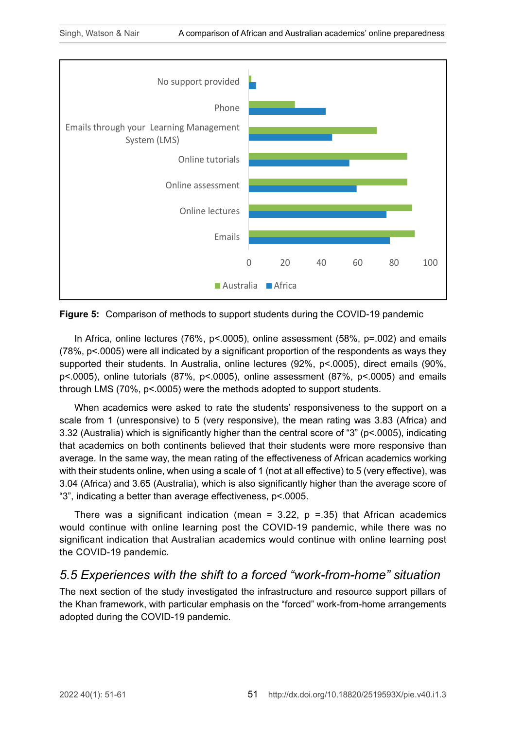**Figure 5:** Comparison of methods to support students during the COVID-19 pandemic

In Africa, online lectures (76%, p<.0005), online assessment (58%, p=.002) and emails (78%, p<.0005) were all indicated by a significant proportion of the respondents as ways they supported their students. In Australia, online lectures (92%, p<.0005), direct emails (90%, p<.0005), online tutorials (87%, p<.0005), online assessment (87%, p<.0005) and emails through LMS (70%, p<.0005) were the methods adopted to support students.

When academics were asked to rate the students' responsiveness to the support on a scale from 1 (unresponsive) to 5 (very responsive), the mean rating was 3.83 (Africa) and 3.32 (Australia) which is significantly higher than the central score of "3" (p<.0005), indicating that academics on both continents believed that their students were more responsive than average. In the same way, the mean rating of the effectiveness of African academics working with their students online, when using a scale of 1 (not at all effective) to 5 (very effective), was 3.04 (Africa) and 3.65 (Australia), which is also significantly higher than the average score of "3", indicating a better than average effectiveness, p<.0005.

There was a significant indication (mean = 3.22, p =.35) that African academics would continue with online learning post the COVID-19 pandemic, while there was no significant indication that Australian academics would continue with online learning post the COVID-19 pandemic.

## *5.5 Experiences with the shift to a forced "work-from-home" situation*

The next section of the study investigated the infrastructure and resource support pillars of the Khan framework, with particular emphasis on the "forced" work-from-home arrangements adopted during the COVID-19 pandemic.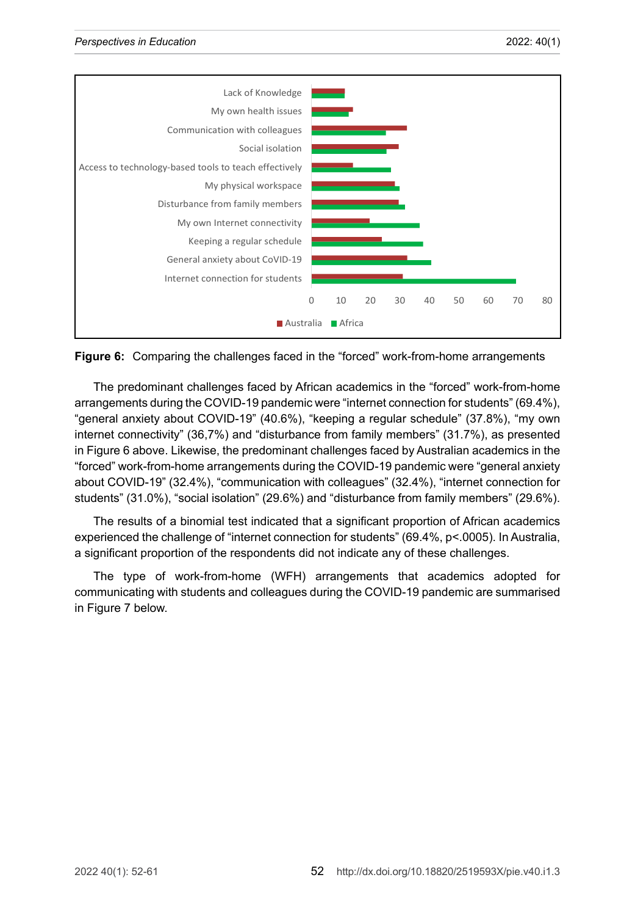**Figure 6:** Comparing the challenges faced in the "forced" work-from-home arrangements

The predominant challenges faced by African academics in the "forced" work-from-home arrangements during the COVID-19 pandemic were "internet connection for students" (69.4%), "general anxiety about COVID-19" (40.6%), "keeping a regular schedule" (37.8%), "my own internet connectivity" (36,7%) and "disturbance from family members" (31.7%), as presented in Figure 6 above. Likewise, the predominant challenges faced by Australian academics in the "forced" work-from-home arrangements during the COVID-19 pandemic were "general anxiety about COVID-19" (32.4%), "communication with colleagues" (32.4%), "internet connection for students" (31.0%), "social isolation" (29.6%) and "disturbance from family members" (29.6%).

The results of a binomial test indicated that a significant proportion of African academics experienced the challenge of "internet connection for students" (69.4%, $p<.0005$). In Australia, a significant proportion of the respondents did not indicate any of these challenges.

The type of work-from-home (WFH) arrangements that academics adopted for communicating with students and colleagues during the COVID-19 pandemic are summarised in Figure 7 below.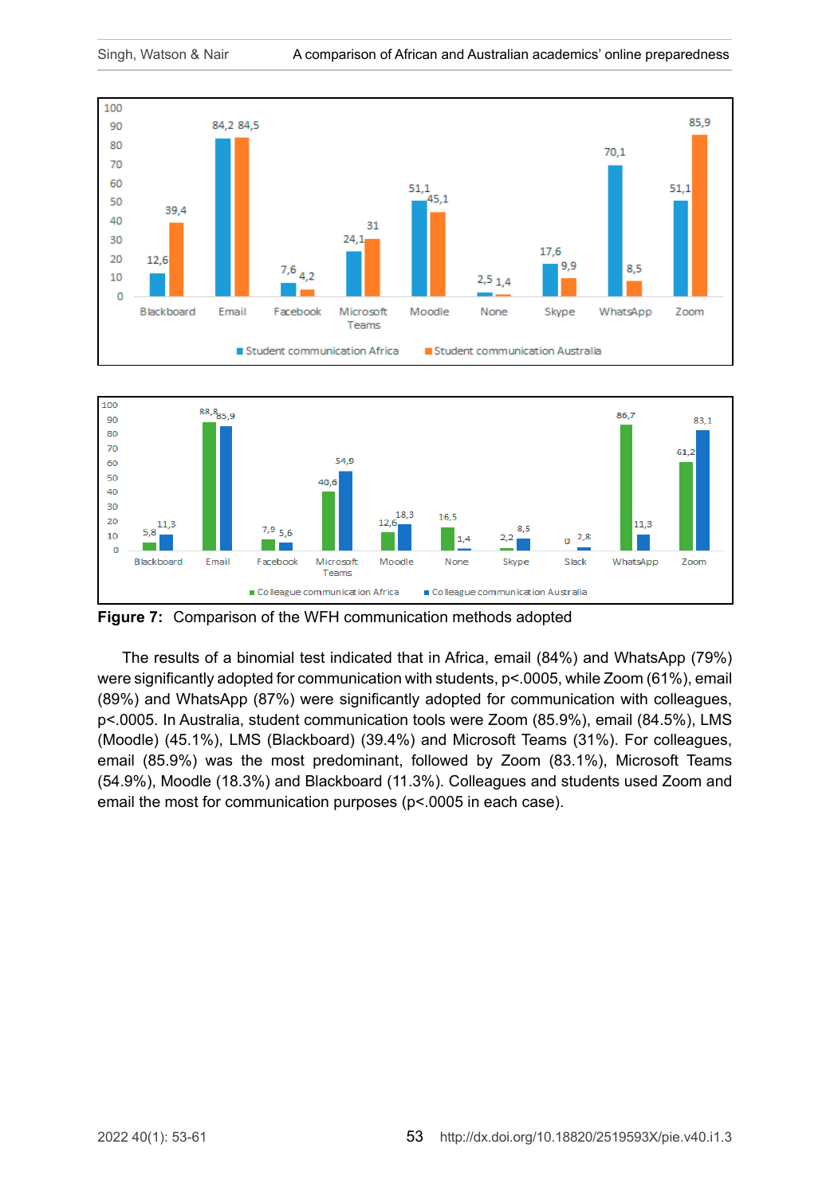**Figure 7:** Comparison of the WFH communication methods adopted

The results of a binomial test indicated that in Africa, email (84%) and WhatsApp (79%) were significantly adopted for communication with students, p<.0005, while Zoom (61%), email (89%) and WhatsApp (87%) were significantly adopted for communication with colleagues, p<.0005. In Australia, student communication tools were Zoom (85.9%), email (84.5%), LMS (Moodle) (45.1%), LMS (Blackboard) (39.4%) and Microsoft Teams (31%). For colleagues, email (85.9%) was the most predominant, followed by Zoom (83.1%), Microsoft Teams (54.9%), Moodle (18.3%) and Blackboard (11.3%). Colleagues and students used Zoom and email the most for communication purposes (p<.0005 in each case).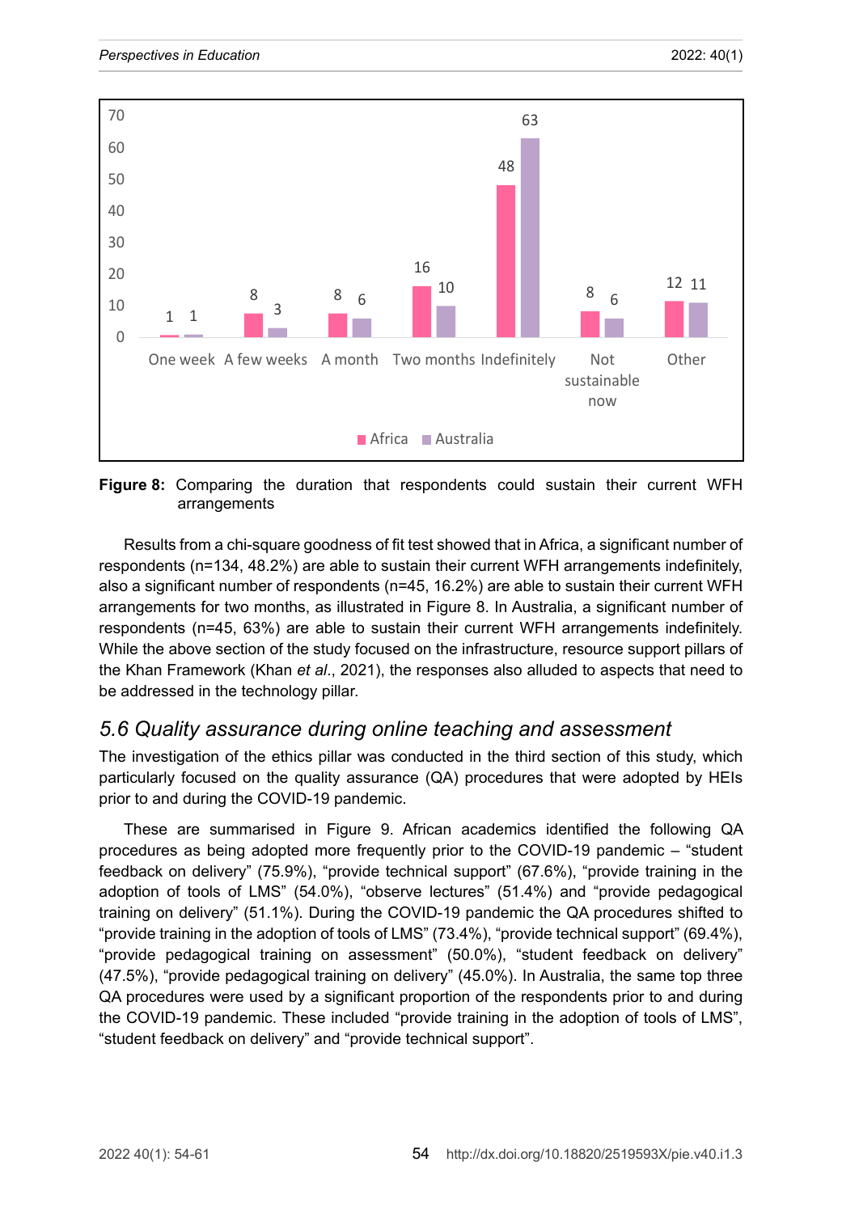**Figure 8:** Comparing the duration that respondents could sustain their current WFH arrangements

Results from a chi-square goodness of fit test showed that in Africa, a significant number of respondents (n=134, 48.2%) are able to sustain their current WFH arrangements indefinitely, also a significant number of respondents (n=45, 16.2%) are able to sustain their current WFH arrangements for two months, as illustrated in Figure 8. In Australia, a significant number of respondents (n=45, 63%) are able to sustain their current WFH arrangements indefinitely. While the above section of the study focused on the infrastructure, resource support pillars of the Khan Framework (Khan *et al*., 2021), the responses also alluded to aspects that need to be addressed in the technology pillar.

## *5.6 Quality assurance during online teaching and assessment*

The investigation of the ethics pillar was conducted in the third section of this study, which particularly focused on the quality assurance (QA) procedures that were adopted by HEIs prior to and during the COVID-19 pandemic.

These are summarised in Figure 9. African academics identified the following QA procedures as being adopted more frequently prior to the COVID-19 pandemic – "student feedback on delivery" (75.9%), "provide technical support" (67.6%), "provide training in the adoption of tools of LMS" (54.0%), "observe lectures" (51.4%) and "provide pedagogical training on delivery" (51.1%). During the COVID-19 pandemic the QA procedures shifted to "provide training in the adoption of tools of LMS" (73.4%), "provide technical support" (69.4%), "provide pedagogical training on assessment" (50.0%), "student feedback on delivery" (47.5%), "provide pedagogical training on delivery" (45.0%). In Australia, the same top three QA procedures were used by a significant proportion of the respondents prior to and during the COVID-19 pandemic. These included "provide training in the adoption of tools of LMS", "student feedback on delivery" and "provide technical support".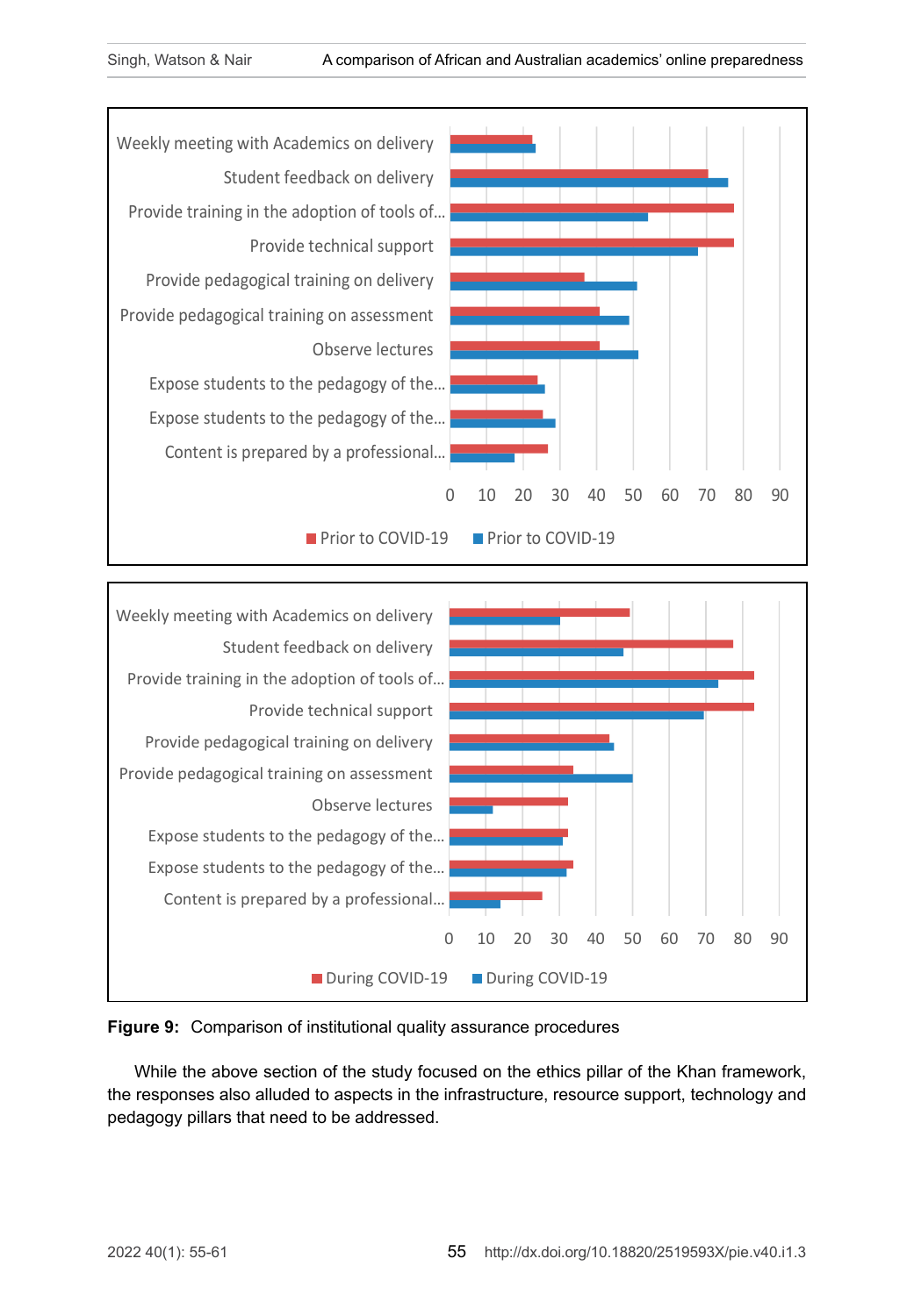Figure 9: Comparison of institutional quality assurance procedures

While the above section of the study focused on the ethics pillar of the Khan framework, the responses also alluded to aspects in the infrastructure, resource support, technology and pedagogy pillars that need to be addressed.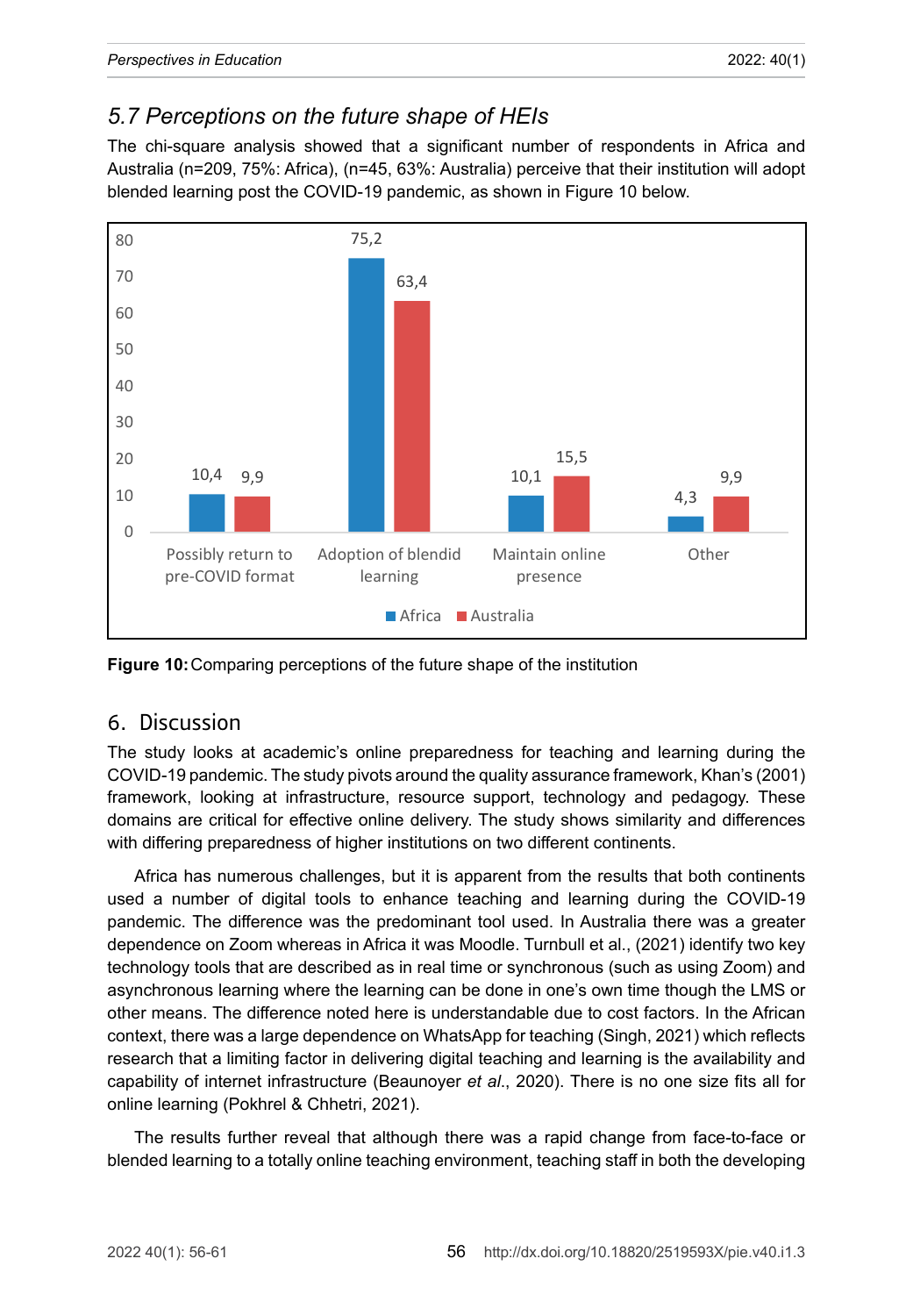### 5.7 Perceptions on the future shape of HEIs

The chi-square analysis showed that a significant number of respondents in Africa and Australia (n=209, 75%: Africa), (n=45, 63%: Australia) perceive that their institution will adopt blended learning post the COVID-19 pandemic, as shown in Figure 10 below.

| | Africa | Australia |
|---|---|---|
| Possibly return to pre-COVID format | 10,4 | 9,9 |
| Adoption of blendid learning | 75,2 | 63,4 |
| Maintain online presence | 10,1 | 15,5 |
| Other | 4,3 | 9,9 |

**Figure 10:** Comparing perceptions of the future shape of the institution

## 6. Discussion

The study looks at academic's online preparedness for teaching and learning during the COVID-19 pandemic. The study pivots around the quality assurance framework, Khan's (2001) framework, looking at infrastructure, resource support, technology and pedagogy. These domains are critical for effective online delivery. The study shows similarity and differences with differing preparedness of higher institutions on two different continents.

Africa has numerous challenges, but it is apparent from the results that both continents used a number of digital tools to enhance teaching and learning during the COVID-19 pandemic. The difference was the predominant tool used. In Australia there was a greater dependence on Zoom whereas in Africa it was Moodle. Turnbull et al., (2021) identify two key technology tools that are described as in real time or synchronous (such as using Zoom) and asynchronous learning where the learning can be done in one's own time though the LMS or other means. The difference noted here is understandable due to cost factors. In the African context, there was a large dependence on WhatsApp for teaching (Singh, 2021) which reflects research that a limiting factor in delivering digital teaching and learning is the availability and capability of internet infrastructure (Beaunoyer *et al*., 2020). There is no one size fits all for online learning (Pokhrel & Chhetri, 2021).

The results further reveal that although there was a rapid change from face-to-face or blended learning to a totally online teaching environment, teaching staff in both the developing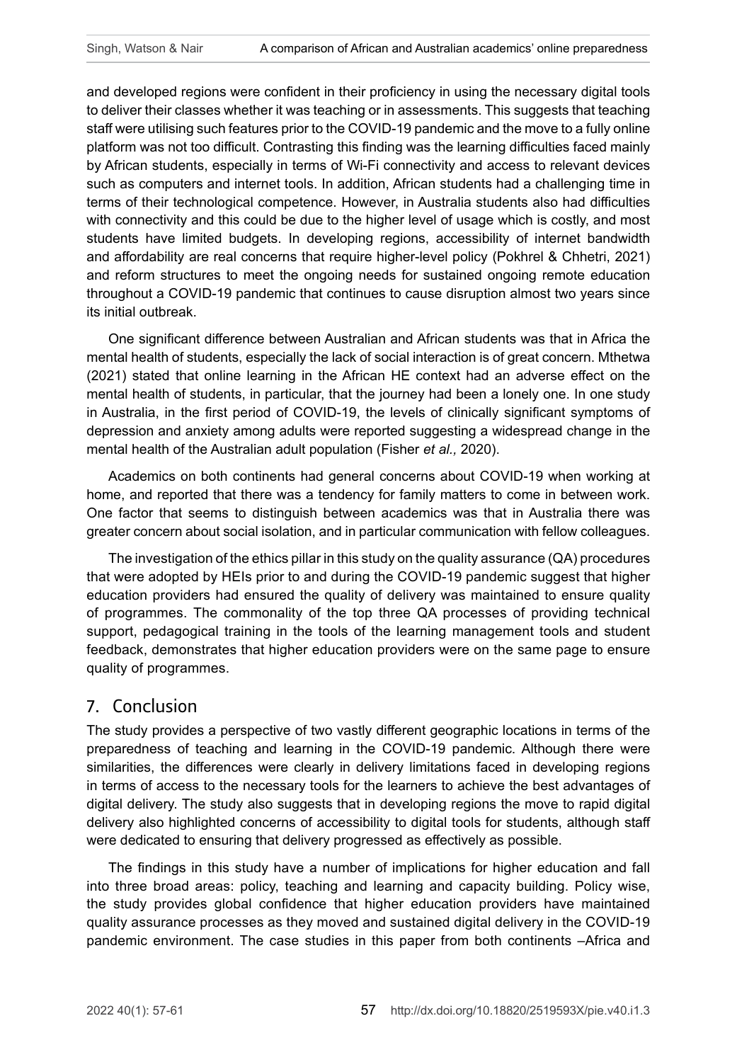and developed regions were confident in their proficiency in using the necessary digital tools to deliver their classes whether it was teaching or in assessments. This suggests that teaching staff were utilising such features prior to the COVID-19 pandemic and the move to a fully online platform was not too difficult. Contrasting this finding was the learning difficulties faced mainly by African students, especially in terms of Wi-Fi connectivity and access to relevant devices such as computers and internet tools. In addition, African students had a challenging time in terms of their technological competence. However, in Australia students also had difficulties with connectivity and this could be due to the higher level of usage which is costly, and most students have limited budgets. In developing regions, accessibility of internet bandwidth and affordability are real concerns that require higher-level policy (Pokhrel & Chhetri, 2021) and reform structures to meet the ongoing needs for sustained ongoing remote education throughout a COVID-19 pandemic that continues to cause disruption almost two years since its initial outbreak.

One significant difference between Australian and African students was that in Africa the mental health of students, especially the lack of social interaction is of great concern. Mthetwa (2021) stated that online learning in the African HE context had an adverse effect on the mental health of students, in particular, that the journey had been a lonely one. In one study in Australia, in the first period of COVID-19, the levels of clinically significant symptoms of depression and anxiety among adults were reported suggesting a widespread change in the mental health of the Australian adult population (Fisher *et al.,* 2020).

Academics on both continents had general concerns about COVID-19 when working at home, and reported that there was a tendency for family matters to come in between work. One factor that seems to distinguish between academics was that in Australia there was greater concern about social isolation, and in particular communication with fellow colleagues.

The investigation of the ethics pillar in this study on the quality assurance (QA) procedures that were adopted by HEIs prior to and during the COVID-19 pandemic suggest that higher education providers had ensured the quality of delivery was maintained to ensure quality of programmes. The commonality of the top three QA processes of providing technical support, pedagogical training in the tools of the learning management tools and student feedback, demonstrates that higher education providers were on the same page to ensure quality of programmes.

## 7. Conclusion

The study provides a perspective of two vastly different geographic locations in terms of the preparedness of teaching and learning in the COVID-19 pandemic. Although there were similarities, the differences were clearly in delivery limitations faced in developing regions in terms of access to the necessary tools for the learners to achieve the best advantages of digital delivery. The study also suggests that in developing regions the move to rapid digital delivery also highlighted concerns of accessibility to digital tools for students, although staff were dedicated to ensuring that delivery progressed as effectively as possible.

The findings in this study have a number of implications for higher education and fall into three broad areas: policy, teaching and learning and capacity building. Policy wise, the study provides global confidence that higher education providers have maintained quality assurance processes as they moved and sustained digital delivery in the COVID-19 pandemic environment. The case studies in this paper from both continents –Africa and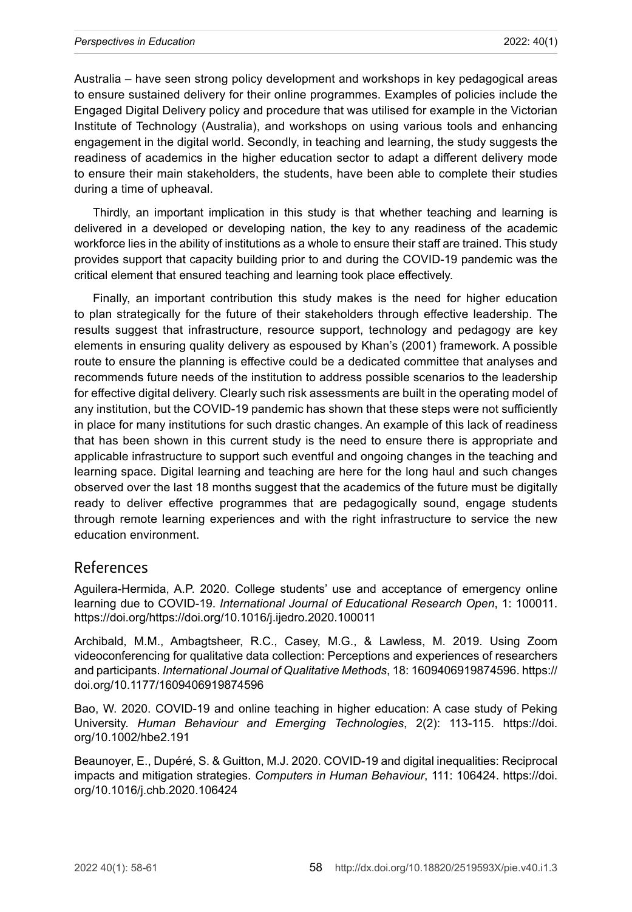Australia – have seen strong policy development and workshops in key pedagogical areas to ensure sustained delivery for their online programmes. Examples of policies include the Engaged Digital Delivery policy and procedure that was utilised for example in the Victorian Institute of Technology (Australia), and workshops on using various tools and enhancing engagement in the digital world. Secondly, in teaching and learning, the study suggests the readiness of academics in the higher education sector to adapt a different delivery mode to ensure their main stakeholders, the students, have been able to complete their studies during a time of upheaval.

Thirdly, an important implication in this study is that whether teaching and learning is delivered in a developed or developing nation, the key to any readiness of the academic workforce lies in the ability of institutions as a whole to ensure their staff are trained. This study provides support that capacity building prior to and during the COVID-19 pandemic was the critical element that ensured teaching and learning took place effectively.

Finally, an important contribution this study makes is the need for higher education to plan strategically for the future of their stakeholders through effective leadership. The results suggest that infrastructure, resource support, technology and pedagogy are key elements in ensuring quality delivery as espoused by Khan's (2001) framework. A possible route to ensure the planning is effective could be a dedicated committee that analyses and recommends future needs of the institution to address possible scenarios to the leadership for effective digital delivery. Clearly such risk assessments are built in the operating model of any institution, but the COVID-19 pandemic has shown that these steps were not sufficiently in place for many institutions for such drastic changes. An example of this lack of readiness that has been shown in this current study is the need to ensure there is appropriate and applicable infrastructure to support such eventful and ongoing changes in the teaching and learning space. Digital learning and teaching are here for the long haul and such changes observed over the last 18 months suggest that the academics of the future must be digitally ready to deliver effective programmes that are pedagogically sound, engage students through remote learning experiences and with the right infrastructure to service the new education environment.

## References

Aguilera-Hermida, A.P. 2020. College students' use and acceptance of emergency online learning due to COVID-19. *International Journal of Educational Research Open*, 1: 100011. https://doi.org/https://doi.org/10.1016/j.ijedro.2020.100011

Archibald, M.M., Ambagtsheer, R.C., Casey, M.G., & Lawless, M. 2019. Using Zoom videoconferencing for qualitative data collection: Perceptions and experiences of researchers and participants. *International Journal of Qualitative Methods*, 18: 1609406919874596. https://doi.org/10.1177/1609406919874596

Bao, W. 2020. COVID-19 and online teaching in higher education: A case study of Peking University. *Human Behaviour and Emerging Technologies*, 2(2): 113-115. https://doi.org/10.1002/hbe2.191

Beaunoyer, E., Dupéré, S. & Guitton, M.J. 2020. COVID-19 and digital inequalities: Reciprocal impacts and mitigation strategies. *Computers in Human Behaviour*, 111: 106424. https://doi.org/10.1016/j.chb.2020.106424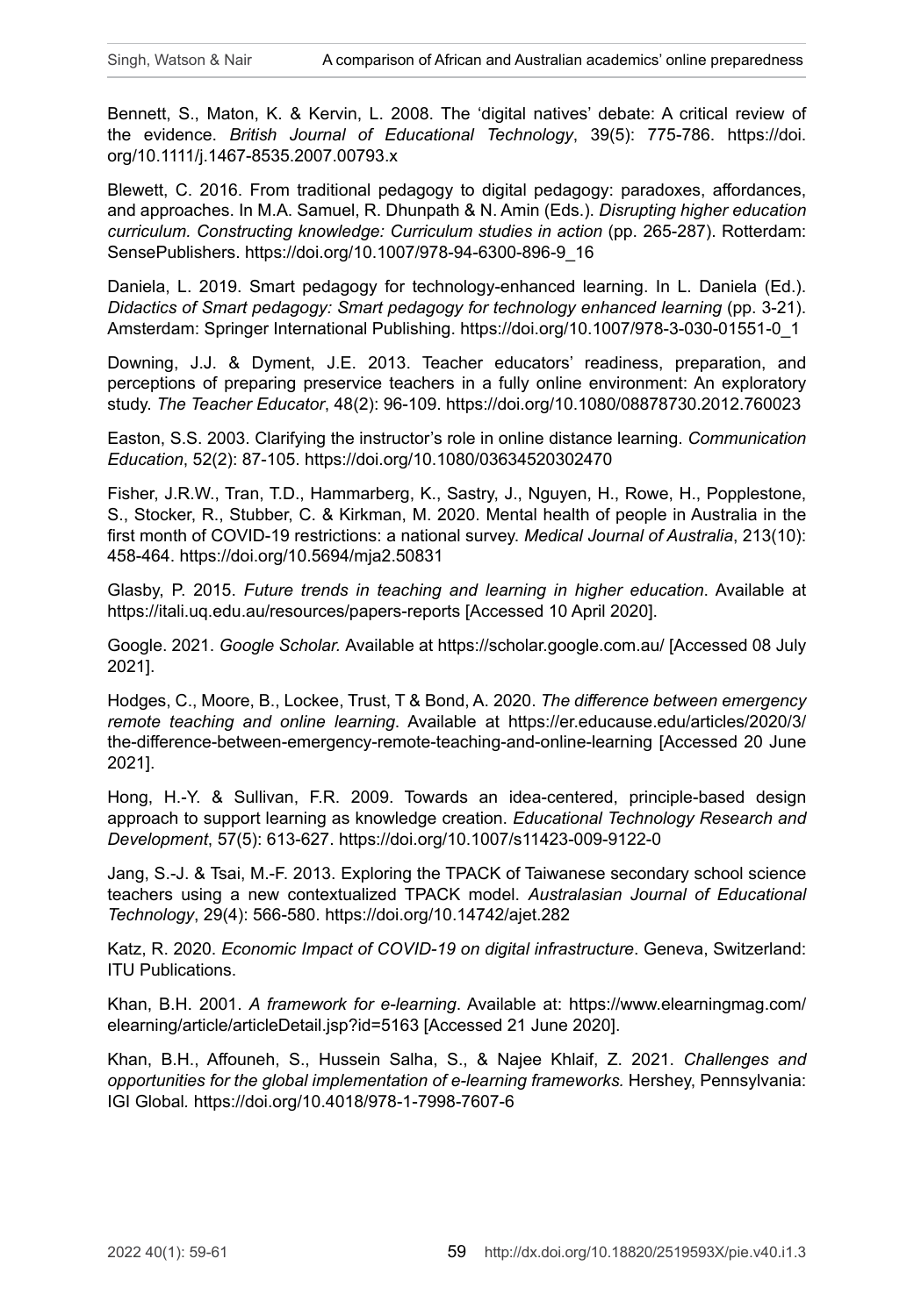Bennett, S., Maton, K. & Kervin, L. 2008. The 'digital natives' debate: A critical review of the evidence. *British Journal of Educational Technology*, 39(5): 775-786. https://doi.org/10.1111/j.1467-8535.2007.00793.x

Blewett, C. 2016. From traditional pedagogy to digital pedagogy: paradoxes, affordances, and approaches. In M.A. Samuel, R. Dhunpath & N. Amin (Eds.). *Disrupting higher education curriculum. Constructing knowledge: Curriculum studies in action* (pp. 265-287). Rotterdam: SensePublishers. https://doi.org/10.1007/978-94-6300-896-9_16

Daniela, L. 2019. Smart pedagogy for technology-enhanced learning. In L. Daniela (Ed.). *Didactics of Smart pedagogy: Smart pedagogy for technology enhanced learning* (pp. 3-21). Amsterdam: Springer International Publishing. https://doi.org/10.1007/978-3-030-01551-0_1

Downing, J.J. & Dyment, J.E. 2013. Teacher educators' readiness, preparation, and perceptions of preparing preservice teachers in a fully online environment: An exploratory study. *The Teacher Educator*, 48(2): 96-109. https://doi.org/10.1080/08878730.2012.760023

Easton, S.S. 2003. Clarifying the instructor's role in online distance learning. *Communication Education*, 52(2): 87-105. https://doi.org/10.1080/03634520302470

Fisher, J.R.W., Tran, T.D., Hammarberg, K., Sastry, J., Nguyen, H., Rowe, H., Popplestone, S., Stocker, R., Stubber, C. & Kirkman, M. 2020. Mental health of people in Australia in the first month of COVID-19 restrictions: a national survey. *Medical Journal of Australia*, 213(10): 458-464. https://doi.org/10.5694/mja2.50831

Glasby, P. 2015. *Future trends in teaching and learning in higher education*. Available at https://itali.uq.edu.au/resources/papers-reports [Accessed 10 April 2020].

Google. 2021. *Google Scholar.* Available at https://scholar.google.com.au/ [Accessed 08 July 2021].

Hodges, C., Moore, B., Lockee, Trust, T & Bond, A. 2020. *The difference between emergency remote teaching and online learning*. Available at https://er.educause.edu/articles/2020/3/the-difference-between-emergency-remote-teaching-and-online-learning [Accessed 20 June 2021].

Hong, H.-Y. & Sullivan, F.R. 2009. Towards an idea-centered, principle-based design approach to support learning as knowledge creation. *Educational Technology Research and Development*, 57(5): 613-627. https://doi.org/10.1007/s11423-009-9122-0

Jang, S.-J. & Tsai, M.-F. 2013. Exploring the TPACK of Taiwanese secondary school science teachers using a new contextualized TPACK model. *Australasian Journal of Educational Technology*, 29(4): 566-580. https://doi.org/10.14742/ajet.282

Katz, R. 2020. *Economic Impact of COVID-19 on digital infrastructure*. Geneva, Switzerland: ITU Publications.

Khan, B.H. 2001. *A framework for e-learning*. Available at: https://www.elearningmag.com/elearning/article/articleDetail.jsp?id=5163 [Accessed 21 June 2020].

Khan, B.H., Affouneh, S., Hussein Salha, S., & Najee Khlaif, Z. 2021. *Challenges and opportunities for the global implementation of e-learning frameworks.* Hershey, Pennsylvania: IGI Global. https://doi.org/10.4018/978-1-7998-7607-6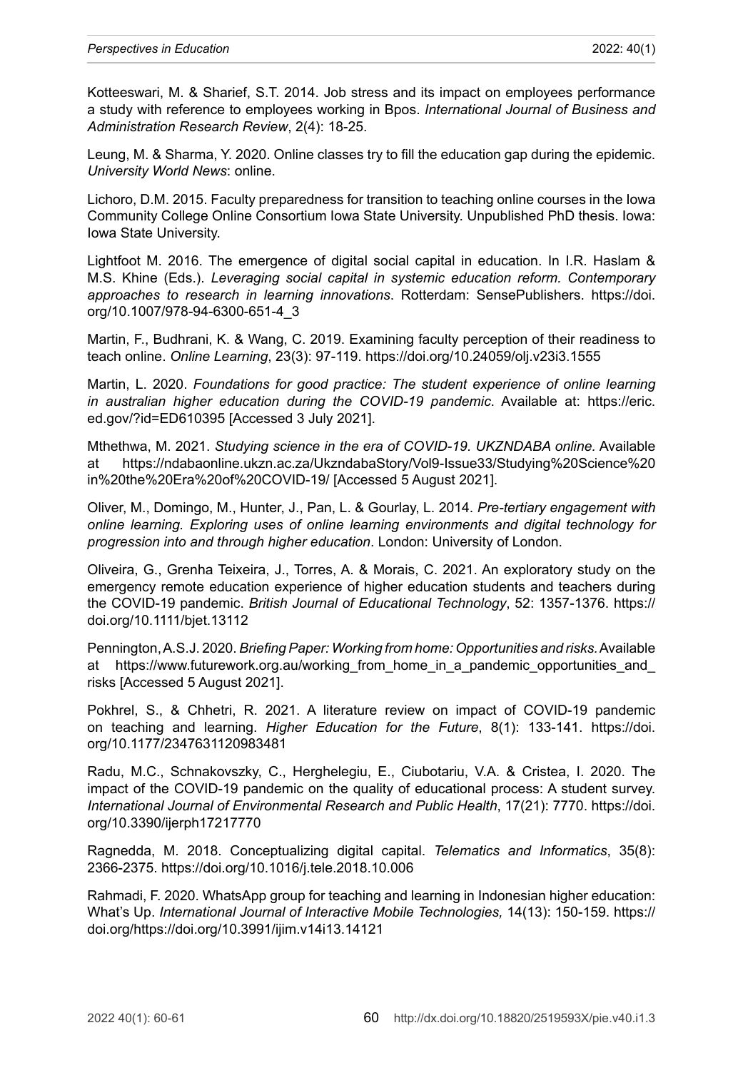Kotteeswari, M. & Sharief, S.T. 2014. Job stress and its impact on employees performance a study with reference to employees working in Bpos. *International Journal of Business and Administration Research Review*, 2(4): 18-25.

Leung, M. & Sharma, Y. 2020. Online classes try to fill the education gap during the epidemic. *University World News*: online.

Lichoro, D.M. 2015. Faculty preparedness for transition to teaching online courses in the Iowa Community College Online Consortium Iowa State University. Unpublished PhD thesis. Iowa: Iowa State University.

Lightfoot M. 2016. The emergence of digital social capital in education. In I.R. Haslam & M.S. Khine (Eds.). *Leveraging social capital in systemic education reform. Contemporary approaches to research in learning innovations*. Rotterdam: SensePublishers. https://doi.org/10.1007/978-94-6300-651-4_3

Martin, F., Budhrani, K. & Wang, C. 2019. Examining faculty perception of their readiness to teach online. *Online Learning*, 23(3): 97-119. https://doi.org/10.24059/olj.v23i3.1555

Martin, L. 2020. *Foundations for good practice: The student experience of online learning in australian higher education during the COVID-19 pandemic*. Available at: https://eric.ed.gov/?id=ED610395 [Accessed 3 July 2021].

Mthethwa, M. 2021. *Studying science in the era of COVID-19. UKZNDABA online.* Available at https://ndabaonline.ukzn.ac.za/UkzndabaStory/Vol9-Issue33/Studying%20Science%20in%20the%20Era%20of%20COVID-19/ [Accessed 5 August 2021].

Oliver, M., Domingo, M., Hunter, J., Pan, L. & Gourlay, L. 2014. *Pre-tertiary engagement with online learning. Exploring uses of online learning environments and digital technology for progression into and through higher education*. London: University of London.

Oliveira, G., Grenha Teixeira, J., Torres, A. & Morais, C. 2021. An exploratory study on the emergency remote education experience of higher education students and teachers during the COVID-19 pandemic. *British Journal of Educational Technology*, 52: 1357-1376. https://doi.org/10.1111/bjet.13112

Pennington, A.S.J. 2020. *Briefing Paper: Working from home: Opportunities and risks.* Available at https://www.futurework.org.au/working_from_home_in_a_pandemic_opportunities_and_risks [Accessed 5 August 2021].

Pokhrel, S., & Chhetri, R. 2021. A literature review on impact of COVID-19 pandemic on teaching and learning. *Higher Education for the Future*, 8(1): 133-141. https://doi.org/10.1177/2347631120983481

Radu, M.C., Schnakovszky, C., Herghelegiu, E., Ciubotariu, V.A. & Cristea, I. 2020. The impact of the COVID-19 pandemic on the quality of educational process: A student survey. *International Journal of Environmental Research and Public Health*, 17(21): 7770. https://doi.org/10.3390/ijerph17217770

Ragnedda, M. 2018. Conceptualizing digital capital. *Telematics and Informatics*, 35(8): 2366-2375. https://doi.org/10.1016/j.tele.2018.10.006

Rahmadi, F. 2020. WhatsApp group for teaching and learning in Indonesian higher education: What's Up. *International Journal of Interactive Mobile Technologies,* 14(13): 150-159. https://doi.org/https://doi.org/10.3991/ijim.v14i13.14121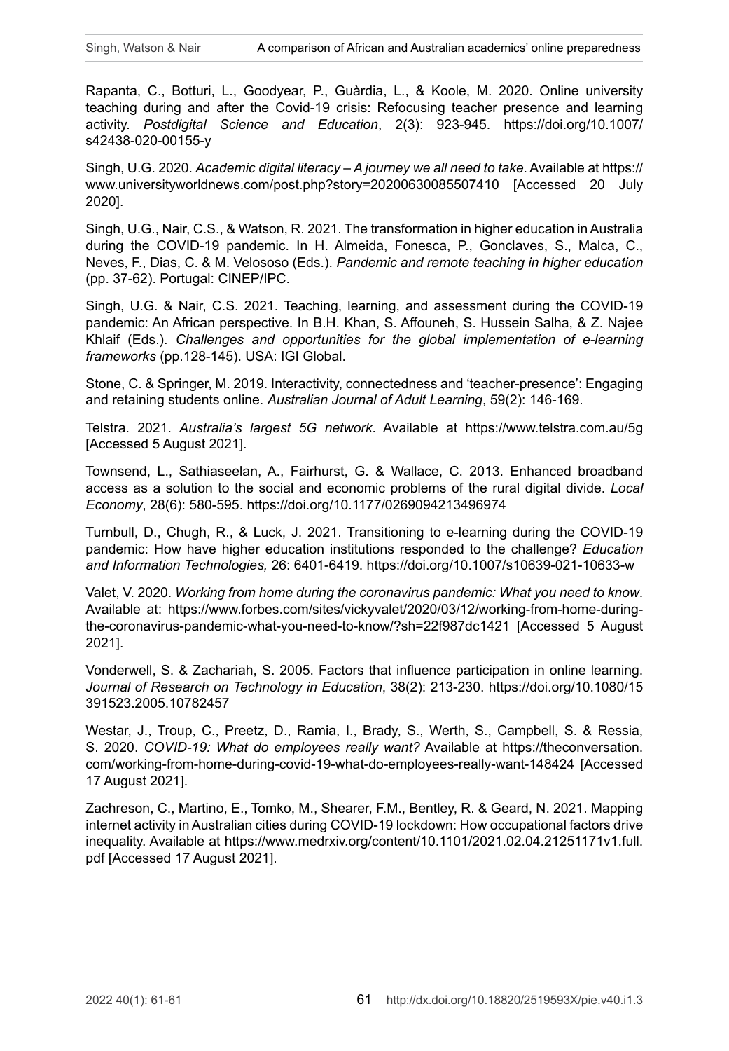Rapanta, C., Botturi, L., Goodyear, P., Guàrdia, L., & Koole, M. 2020. Online university teaching during and after the Covid-19 crisis: Refocusing teacher presence and learning activity. *Postdigital Science and Education*, 2(3): 923-945. https://doi.org/10.1007/s42438-020-00155-y

Singh, U.G. 2020. *Academic digital literacy – A journey we all need to take*. Available at https://www.universityworldnews.com/post.php?story=20200630085507410 [Accessed 20 July 2020].

Singh, U.G., Nair, C.S., & Watson, R. 2021. The transformation in higher education in Australia during the COVID-19 pandemic. In H. Almeida, Fonesca, P., Gonclaves, S., Malca, C., Neves, F., Dias, C. & M. Velososo (Eds.). *Pandemic and remote teaching in higher education* (pp. 37-62). Portugal: CINEP/IPC.

Singh, U.G. & Nair, C.S. 2021. Teaching, learning, and assessment during the COVID-19 pandemic: An African perspective. In B.H. Khan, S. Affouneh, S. Hussein Salha, & Z. Najee Khlaif (Eds.). *Challenges and opportunities for the global implementation of e-learning frameworks* (pp.128-145). USA: IGI Global.

Stone, C. & Springer, M. 2019. Interactivity, connectedness and 'teacher-presence': Engaging and retaining students online. *Australian Journal of Adult Learning*, 59(2): 146-169.

Telstra. 2021. *Australia's largest 5G network*. Available at https://www.telstra.com.au/5g [Accessed 5 August 2021].

Townsend, L., Sathiaseelan, A., Fairhurst, G. & Wallace, C. 2013. Enhanced broadband access as a solution to the social and economic problems of the rural digital divide. *Local Economy*, 28(6): 580-595. https://doi.org/10.1177/0269094213496974

Turnbull, D., Chugh, R., & Luck, J. 2021. Transitioning to e-learning during the COVID-19 pandemic: How have higher education institutions responded to the challenge? *Education and Information Technologies,* 26: 6401-6419. https://doi.org/10.1007/s10639-021-10633-w

Valet, V. 2020. *Working from home during the coronavirus pandemic: What you need to know*. Available at: https://www.forbes.com/sites/vickyvalet/2020/03/12/working-from-home-during-the-coronavirus-pandemic-what-you-need-to-know/?sh=22f987dc1421 [Accessed 5 August 2021].

Vonderwell, S. & Zachariah, S. 2005. Factors that influence participation in online learning. *Journal of Research on Technology in Education*, 38(2): 213-230. https://doi.org/10.1080/15391523.2005.10782457

Westar, J., Troup, C., Preetz, D., Ramia, I., Brady, S., Werth, S., Campbell, S. & Ressia, S. 2020. *COVID-19: What do employees really want?* Available at https://theconversation.com/working-from-home-during-covid-19-what-do-employees-really-want-148424 [Accessed 17 August 2021].

Zachreson, C., Martino, E., Tomko, M., Shearer, F.M., Bentley, R. & Geard, N. 2021. Mapping internet activity in Australian cities during COVID-19 lockdown: How occupational factors drive inequality. Available at https://www.medrxiv.org/content/10.1101/2021.02.04.21251171v1.full.pdf [Accessed 17 August 2021].